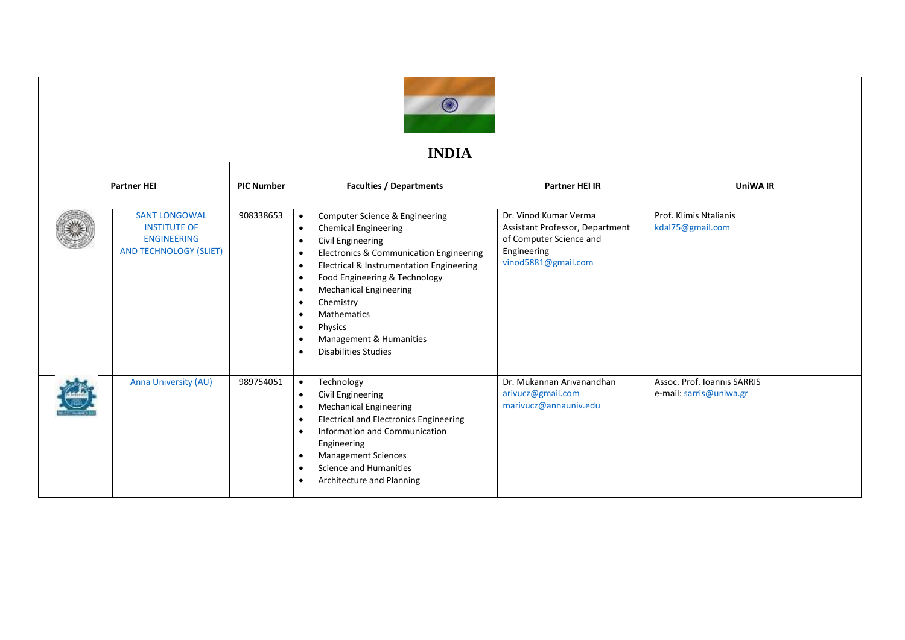# INDIA

| Partner HEI | PIC Number | Faculties / Departments | Partner HEI IR | UniWA IR |
|---|---|---|---|---|
| SANT LONGOWAL INSTITUTE OF ENGINEERING AND TECHNOLOGY (SLIET) | 908338653 | • Computer Science & Engineering<br>• Chemical Engineering<br>• Civil Engineering<br>• Electronics & Communication Engineering<br>• Electrical & Instrumentation Engineering<br>• Food Engineering & Technology<br>• Mechanical Engineering<br>• Chemistry<br>• Mathematics<br>• Physics<br>• Management & Humanities<br>• Disabilities Studies | Dr. Vinod Kumar Verma<br>Assistant Professor, Department of Computer Science and Engineering<br>vinod5881@gmail.com | Prof. Klimis Ntalianis<br>kdal75@gmail.com |
| Anna University (AU) | 989754051 | • Technology<br>• Civil Engineering<br>• Mechanical Engineering<br>• Electrical and Electronics Engineering<br>• Information and Communication Engineering<br>• Management Sciences<br>• Science and Humanities<br>• Architecture and Planning | Dr. Mukannan Arivanandhan<br>arivucz@gmail.com<br>marivucz@annauniv.edu | Assoc. Prof. Ioannis SARRIS<br>e-mail: sarris@uniwa.gr |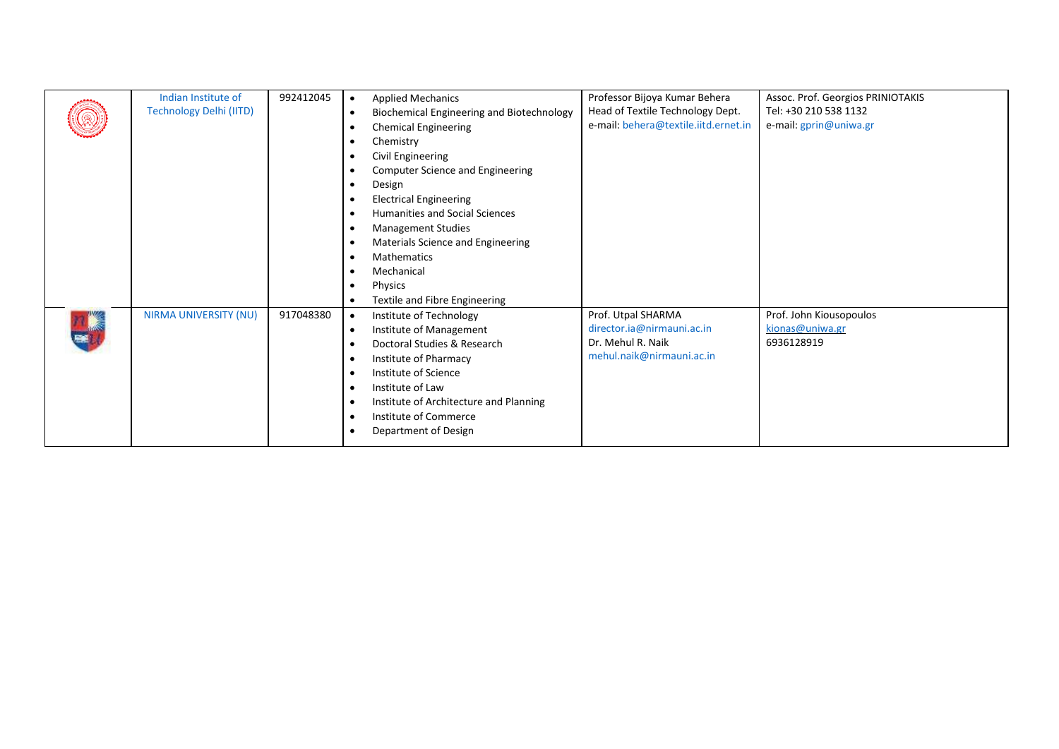| | | | | | |
|---|---|---|---|---|---|
| | Indian Institute of Technology Delhi (IITD) | 992412045 | • Applied Mechanics<br>• Biochemical Engineering and Biotechnology<br>• Chemical Engineering<br>• Chemistry<br>• Civil Engineering<br>• Computer Science and Engineering<br>• Design<br>• Electrical Engineering<br>• Humanities and Social Sciences<br>• Management Studies<br>• Materials Science and Engineering<br>• Mathematics<br>• Mechanical<br>• Physics<br>• Textile and Fibre Engineering | Professor Bijoya Kumar Behera<br>Head of Textile Technology Dept.<br>e-mail: behera@textile.iitd.ernet.in | Assoc. Prof. Georgios PRINIOTAKIS<br>Tel: +30 210 538 1132<br>e-mail: gprin@uniwa.gr |
| | NIRMA UNIVERSITY (NU) | 917048380 | • Institute of Technology<br>• Institute of Management<br>• Doctoral Studies & Research<br>• Institute of Pharmacy<br>• Institute of Science<br>• Institute of Law<br>• Institute of Architecture and Planning<br>• Institute of Commerce<br>• Department of Design | Prof. Utpal SHARMA<br>director.ia@nirmauni.ac.in<br>Dr. Mehul R. Naik<br>mehul.naik@nirmauni.ac.in | Prof. John Kiousopoulos<br>kionas@uniwa.gr<br>6936128919 |